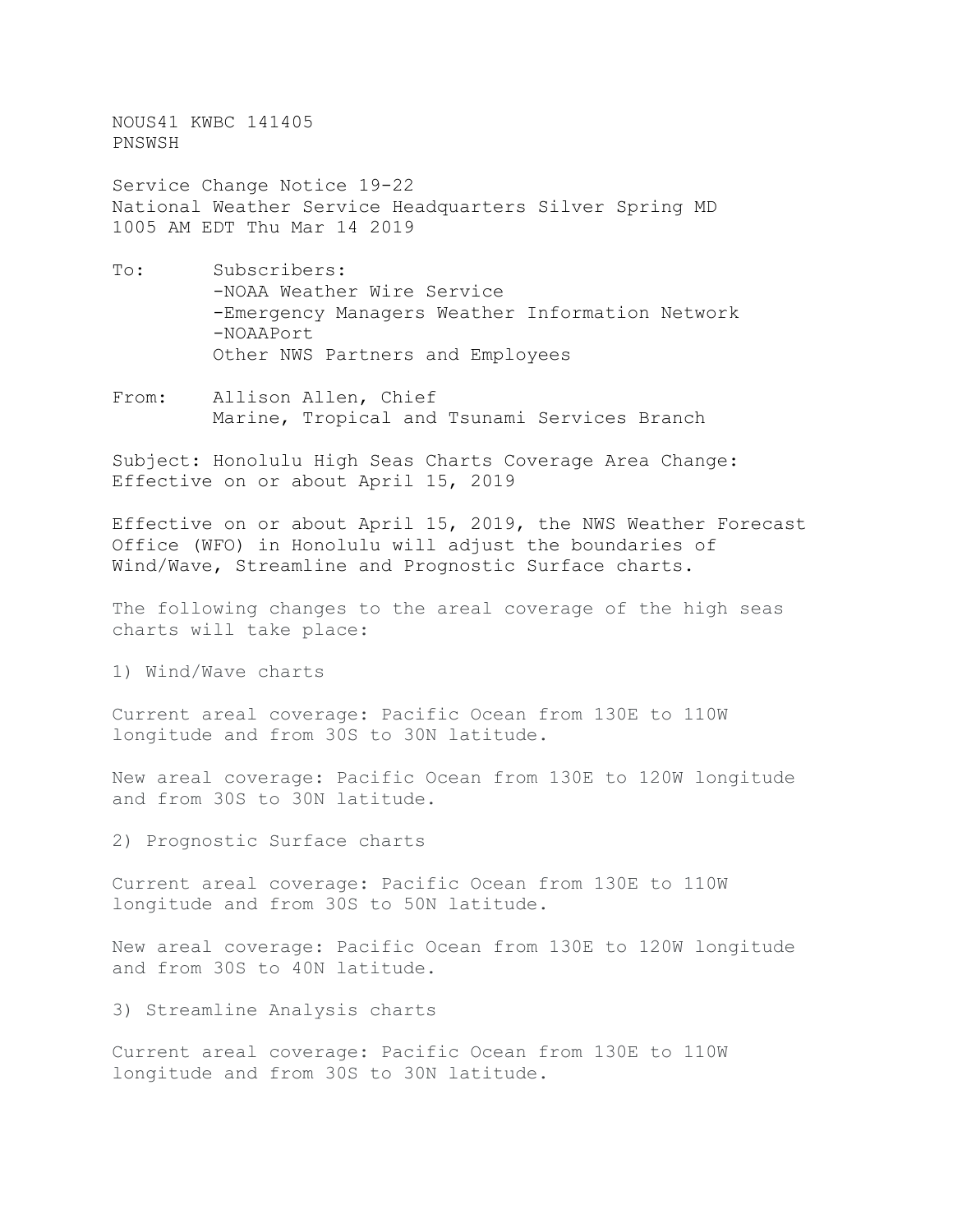NOUS41 KWBC 141405
PNSWSH

Service Change Notice 19-22
National Weather Service Headquarters Silver Spring MD
1005 AM EDT Thu Mar 14 2019

To: Subscribers:
- -NOAA Weather Wire Service
- -Emergency Managers Weather Information Network
- -NOAAPort

Other NWS Partners and Employees

From: Allison Allen, Chief
Marine, Tropical and Tsunami Services Branch

Subject: Honolulu High Seas Charts Coverage Area Change:
Effective on or about April 15, 2019

Effective on or about April 15, 2019, the NWS Weather Forecast Office (WFO) in Honolulu will adjust the boundaries of Wind/Wave, Streamline and Prognostic Surface charts.

The following changes to the areal coverage of the high seas charts will take place:

1) Wind/Wave charts

Current areal coverage: Pacific Ocean from 130E to 110W longitude and from 30S to 30N latitude.

New areal coverage: Pacific Ocean from 130E to 120W longitude and from 30S to 30N latitude.

2) Prognostic Surface charts

Current areal coverage: Pacific Ocean from 130E to 110W longitude and from 30S to 50N latitude.

New areal coverage: Pacific Ocean from 130E to 120W longitude and from 30S to 40N latitude.

3) Streamline Analysis charts

Current areal coverage: Pacific Ocean from 130E to 110W longitude and from 30S to 30N latitude.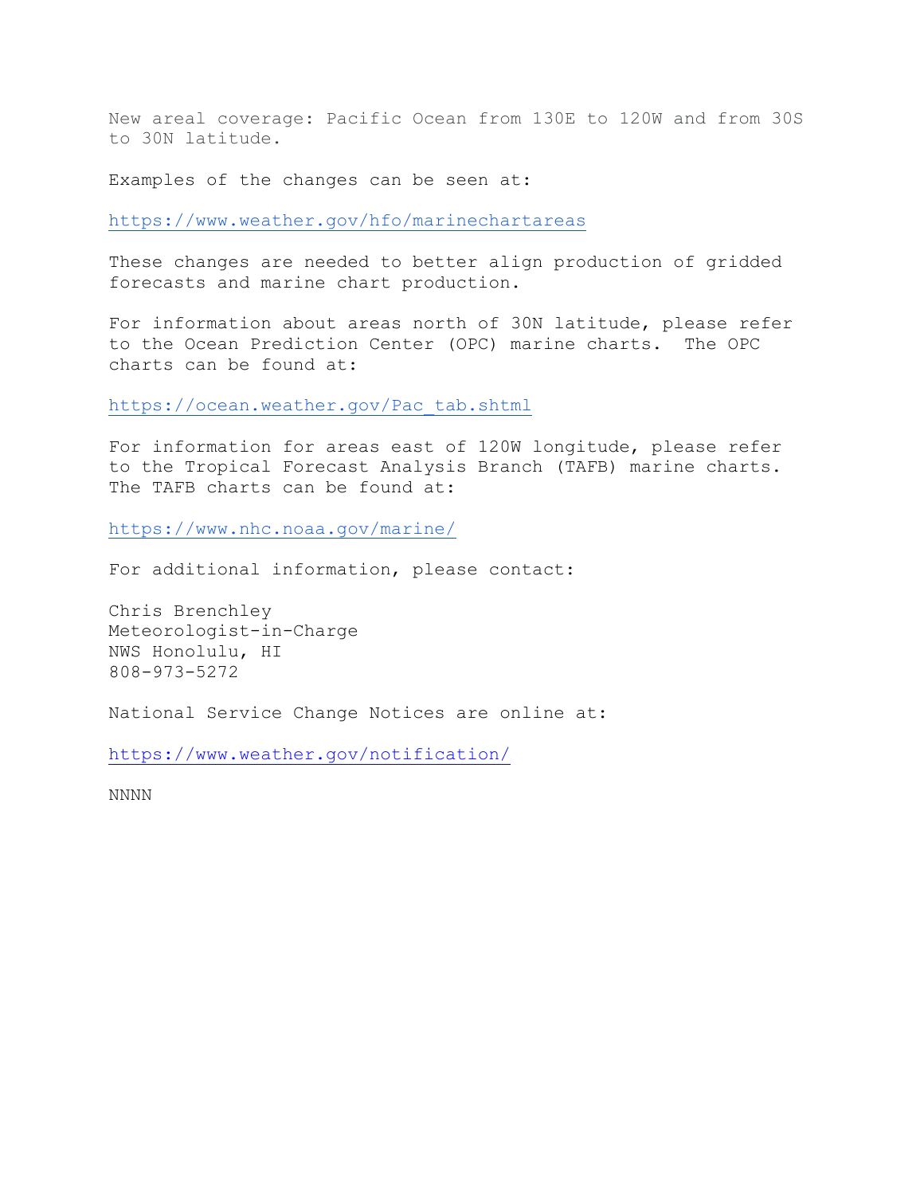New areal coverage: Pacific Ocean from 130E to 120W and from 30S to 30N latitude.

Examples of the changes can be seen at:

https://www.weather.gov/hfo/marinechartareas

These changes are needed to better align production of gridded forecasts and marine chart production.

For information about areas north of 30N latitude, please refer to the Ocean Prediction Center (OPC) marine charts. The OPC charts can be found at:

https://ocean.weather.gov/Pac_tab.shtml

For information for areas east of 120W longitude, please refer to the Tropical Forecast Analysis Branch (TAFB) marine charts. The TAFB charts can be found at:

https://www.nhc.noaa.gov/marine/

For additional information, please contact:

Chris Brenchley
Meteorologist-in-Charge
NWS Honolulu, HI
808-973-5272

National Service Change Notices are online at:

https://www.weather.gov/notification/

NNNN